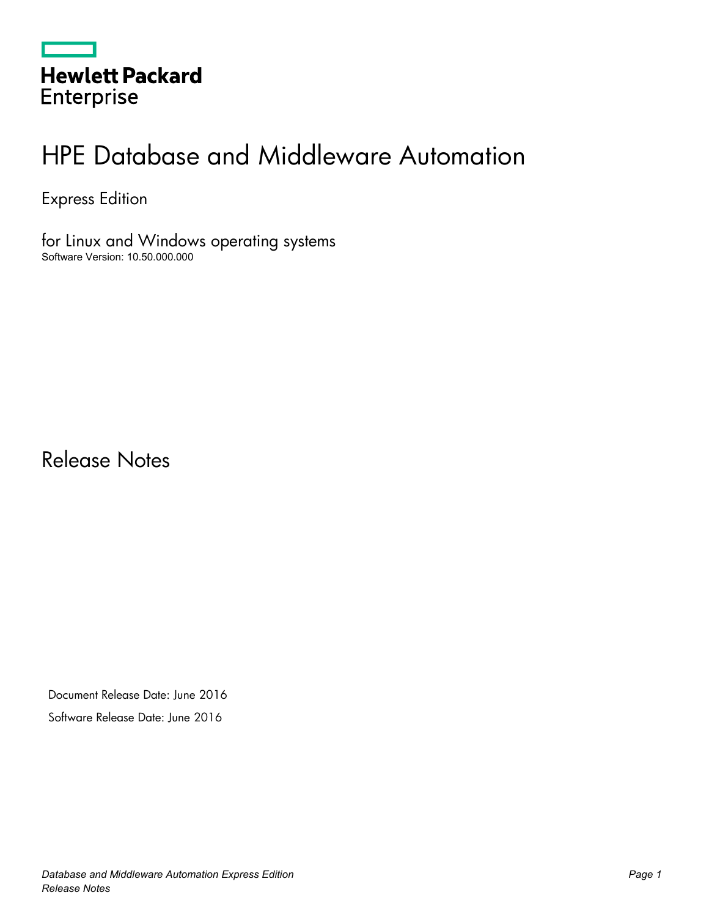Hewlett Packard Enterprise

# HPE Database and Middleware Automation

Express Edition

for Linux and Windows operating systems

Software Version: 10.50.000.000

# Release Notes

Document Release Date: June 2016

Software Release Date: June 2016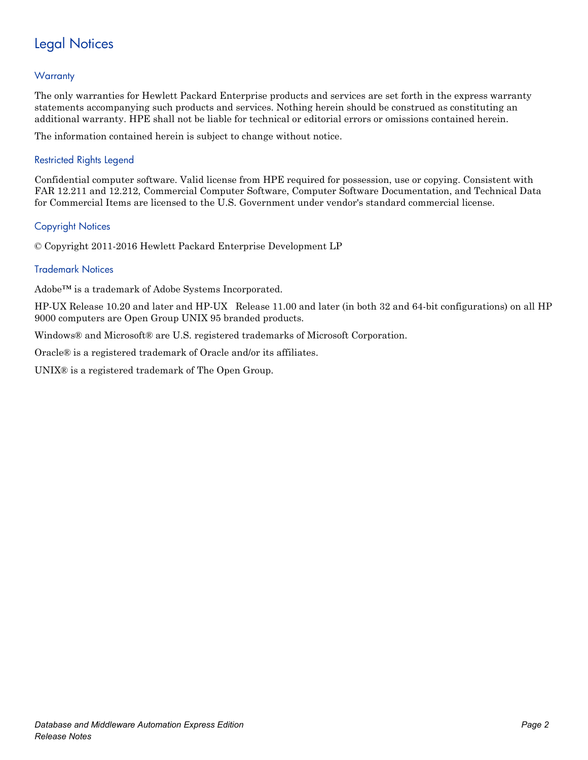# Legal Notices

## Warranty

The only warranties for Hewlett Packard Enterprise products and services are set forth in the express warranty statements accompanying such products and services. Nothing herein should be construed as constituting an additional warranty. HPE shall not be liable for technical or editorial errors or omissions contained herein.

The information contained herein is subject to change without notice.

## Restricted Rights Legend

Confidential computer software. Valid license from HPE required for possession, use or copying. Consistent with FAR 12.211 and 12.212, Commercial Computer Software, Computer Software Documentation, and Technical Data for Commercial Items are licensed to the U.S. Government under vendor's standard commercial license.

## Copyright Notices

© Copyright 2011-2016 Hewlett Packard Enterprise Development LP

## Trademark Notices

Adobe™ is a trademark of Adobe Systems Incorporated.

HP-UX Release 10.20 and later and HP-UX Release 11.00 and later (in both 32 and 64-bit configurations) on all HP 9000 computers are Open Group UNIX 95 branded products.

Windows® and Microsoft® are U.S. registered trademarks of Microsoft Corporation.

Oracle® is a registered trademark of Oracle and/or its affiliates.

UNIX® is a registered trademark of The Open Group.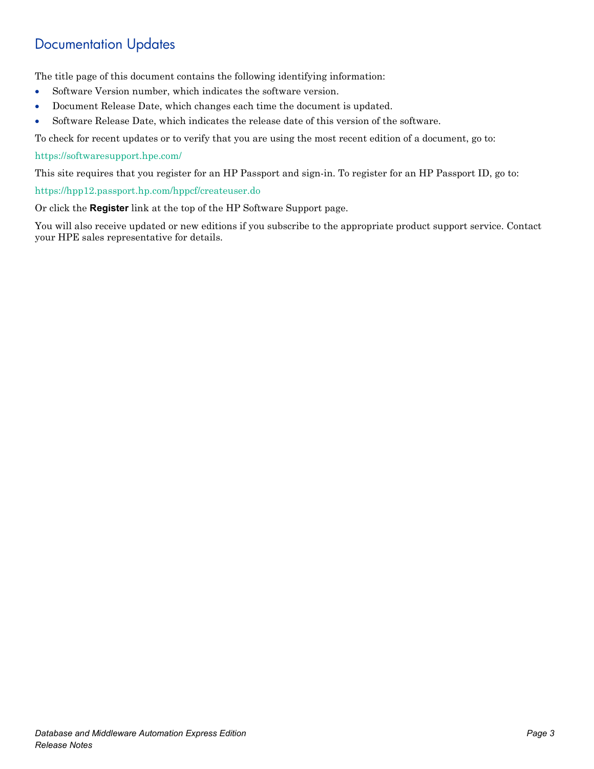## Documentation Updates

The title page of this document contains the following identifying information:

- Software Version number, which indicates the software version.
- Document Release Date, which changes each time the document is updated.
- Software Release Date, which indicates the release date of this version of the software.

To check for recent updates or to verify that you are using the most recent edition of a document, go to:

https://softwaresupport.hpe.com/

This site requires that you register for an HP Passport and sign-in. To register for an HP Passport ID, go to:

https://hpp12.passport.hp.com/hppcf/createuser.do

Or click the **Register** link at the top of the HP Software Support page.

You will also receive updated or new editions if you subscribe to the appropriate product support service. Contact your HPE sales representative for details.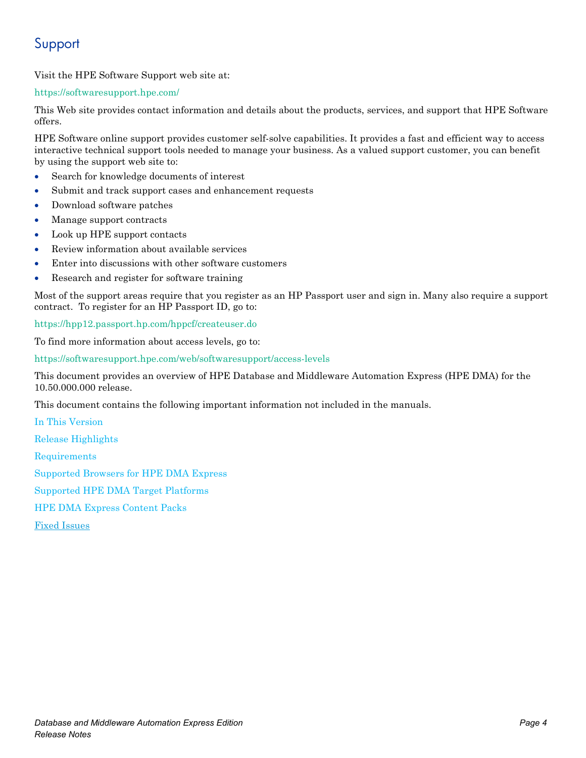## Support

Visit the HPE Software Support web site at:

https://softwaresupport.hpe.com/

This Web site provides contact information and details about the products, services, and support that HPE Software offers.

HPE Software online support provides customer self-solve capabilities. It provides a fast and efficient way to access interactive technical support tools needed to manage your business. As a valued support customer, you can benefit by using the support web site to:

- Search for knowledge documents of interest
- Submit and track support cases and enhancement requests
- Download software patches
- Manage support contracts
- Look up HPE support contacts
- Review information about available services
- Enter into discussions with other software customers
- Research and register for software training

Most of the support areas require that you register as an HP Passport user and sign in. Many also require a support contract. To register for an HP Passport ID, go to:

https://hpp12.passport.hp.com/hppcf/createuser.do

To find more information about access levels, go to:

https://softwaresupport.hpe.com/web/softwaresupport/access-levels

This document provides an overview of HPE Database and Middleware Automation Express (HPE DMA) for the 10.50.000.000 release.

This document contains the following important information not included in the manuals.

In This Version

Release Highlights

Requirements

Supported Browsers for HPE DMA Express

Supported HPE DMA Target Platforms

HPE DMA Express Content Packs

Fixed Issues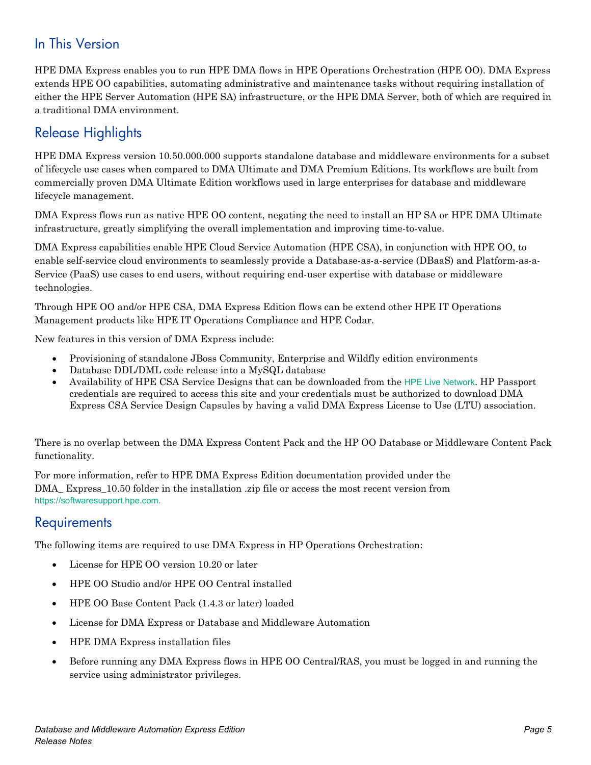## In This Version

HPE DMA Express enables you to run HPE DMA flows in HPE Operations Orchestration (HPE OO). DMA Express extends HPE OO capabilities, automating administrative and maintenance tasks without requiring installation of either the HPE Server Automation (HPE SA) infrastructure, or the HPE DMA Server, both of which are required in a traditional DMA environment.

## Release Highlights

HPE DMA Express version 10.50.000.000 supports standalone database and middleware environments for a subset of lifecycle use cases when compared to DMA Ultimate and DMA Premium Editions. Its workflows are built from commercially proven DMA Ultimate Edition workflows used in large enterprises for database and middleware lifecycle management.

DMA Express flows run as native HPE OO content, negating the need to install an HP SA or HPE DMA Ultimate infrastructure, greatly simplifying the overall implementation and improving time-to-value.

DMA Express capabilities enable HPE Cloud Service Automation (HPE CSA), in conjunction with HPE OO, to enable self-service cloud environments to seamlessly provide a Database-as-a-service (DBaaS) and Platform-as-a-Service (PaaS) use cases to end users, without requiring end-user expertise with database or middleware technologies.

Through HPE OO and/or HPE CSA, DMA Express Edition flows can be extend other HPE IT Operations Management products like HPE IT Operations Compliance and HPE Codar.

New features in this version of DMA Express include:

- Provisioning of standalone JBoss Community, Enterprise and Wildfly edition environments
- Database DDL/DML code release into a MySQL database
- Availability of HPE CSA Service Designs that can be downloaded from the HPE Live Network. HP Passport credentials are required to access this site and your credentials must be authorized to download DMA Express CSA Service Design Capsules by having a valid DMA Express License to Use (LTU) association.

There is no overlap between the DMA Express Content Pack and the HP OO Database or Middleware Content Pack functionality.

For more information, refer to HPE DMA Express Edition documentation provided under the DMA_ Express_10.50 folder in the installation .zip file or access the most recent version from https://softwaresupport.hpe.com.

## Requirements

The following items are required to use DMA Express in HP Operations Orchestration:

- License for HPE OO version 10.20 or later
- HPE OO Studio and/or HPE OO Central installed
- HPE OO Base Content Pack (1.4.3 or later) loaded
- License for DMA Express or Database and Middleware Automation
- HPE DMA Express installation files
- Before running any DMA Express flows in HPE OO Central/RAS, you must be logged in and running the service using administrator privileges.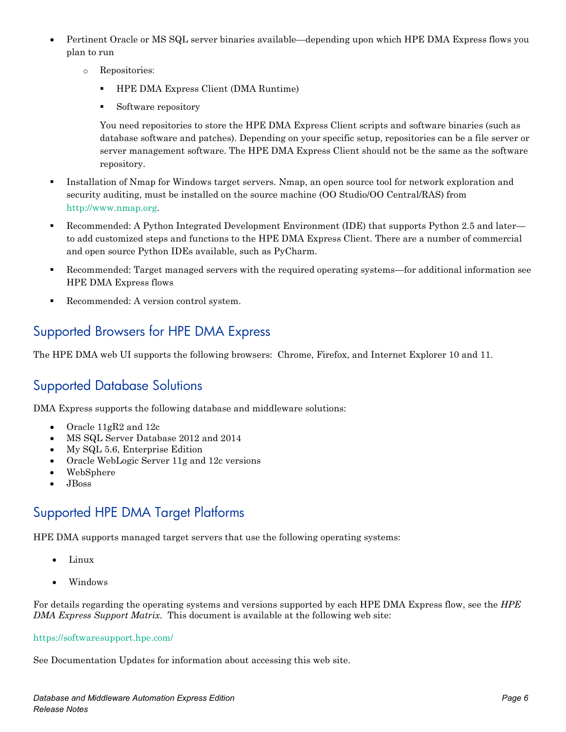- Pertinent Oracle or MS SQL server binaries available—depending upon which HPE DMA Express flows you plan to run
  - Repositories:
    - HPE DMA Express Client (DMA Runtime)
    - Software repository

    You need repositories to store the HPE DMA Express Client scripts and software binaries (such as database software and patches). Depending on your specific setup, repositories can be a file server or server management software. The HPE DMA Express Client should not be the same as the software repository.

- Installation of Nmap for Windows target servers. Nmap, an open source tool for network exploration and security auditing, must be installed on the source machine (OO Studio/OO Central/RAS) from http://www.nmap.org.
- Recommended: A Python Integrated Development Environment (IDE) that supports Python 2.5 and later—to add customized steps and functions to the HPE DMA Express Client. There are a number of commercial and open source Python IDEs available, such as PyCharm.
- Recommended: Target managed servers with the required operating systems—for additional information see HPE DMA Express flows
- Recommended: A version control system.

## Supported Browsers for HPE DMA Express

The HPE DMA web UI supports the following browsers: Chrome, Firefox, and Internet Explorer 10 and 11.

## Supported Database Solutions

DMA Express supports the following database and middleware solutions:

- Oracle 11gR2 and 12c
- MS SQL Server Database 2012 and 2014
- My SQL 5.6, Enterprise Edition
- Oracle WebLogic Server 11g and 12c versions
- WebSphere
- JBoss

## Supported HPE DMA Target Platforms

HPE DMA supports managed target servers that use the following operating systems:

- Linux
- Windows

For details regarding the operating systems and versions supported by each HPE DMA Express flow, see the *HPE DMA Express Support Matrix*. This document is available at the following web site:

https://softwaresupport.hpe.com/

See Documentation Updates for information about accessing this web site.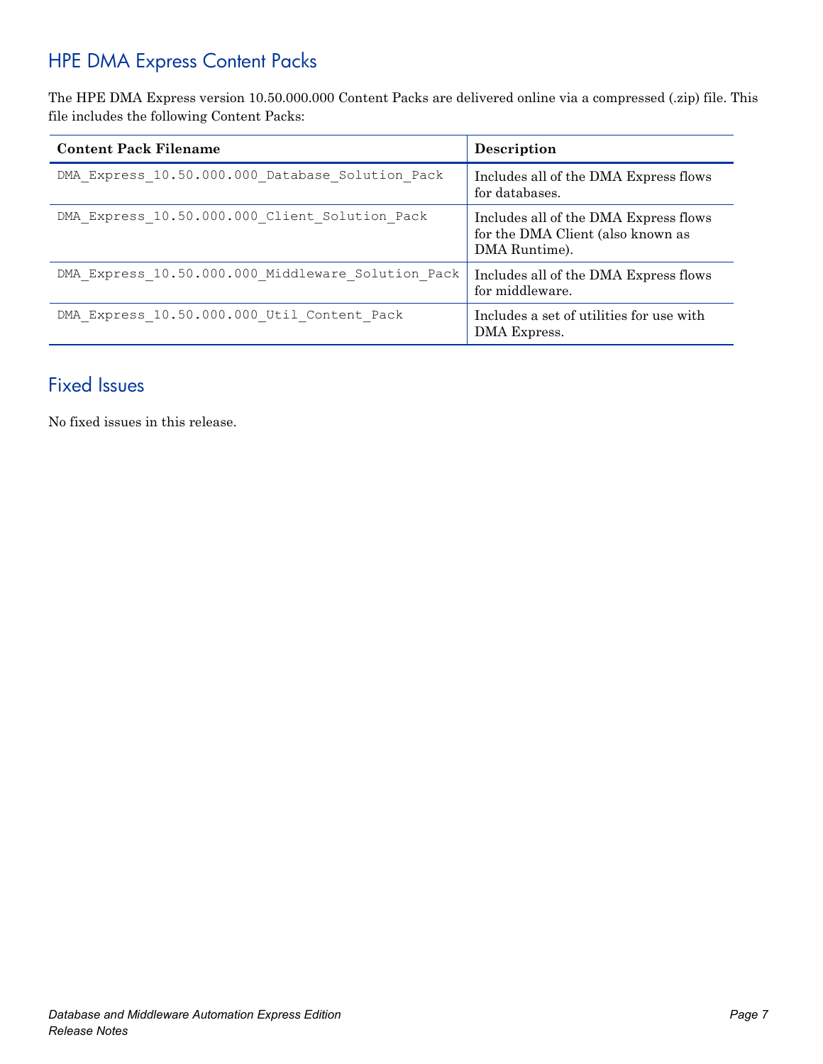## HPE DMA Express Content Packs

The HPE DMA Express version 10.50.000.000 Content Packs are delivered online via a compressed (.zip) file. This file includes the following Content Packs:

| Content Pack Filename | Description |
| --- | --- |
| DMA_Express_10.50.000.000_Database_Solution_Pack | Includes all of the DMA Express flows for databases. |
| DMA_Express_10.50.000.000_Client_Solution_Pack | Includes all of the DMA Express flows for the DMA Client (also known as DMA Runtime). |
| DMA_Express_10.50.000.000_Middleware_Solution_Pack | Includes all of the DMA Express flows for middleware. |
| DMA_Express_10.50.000.000_Util_Content_Pack | Includes a set of utilities for use with DMA Express. |

## Fixed Issues

No fixed issues in this release.